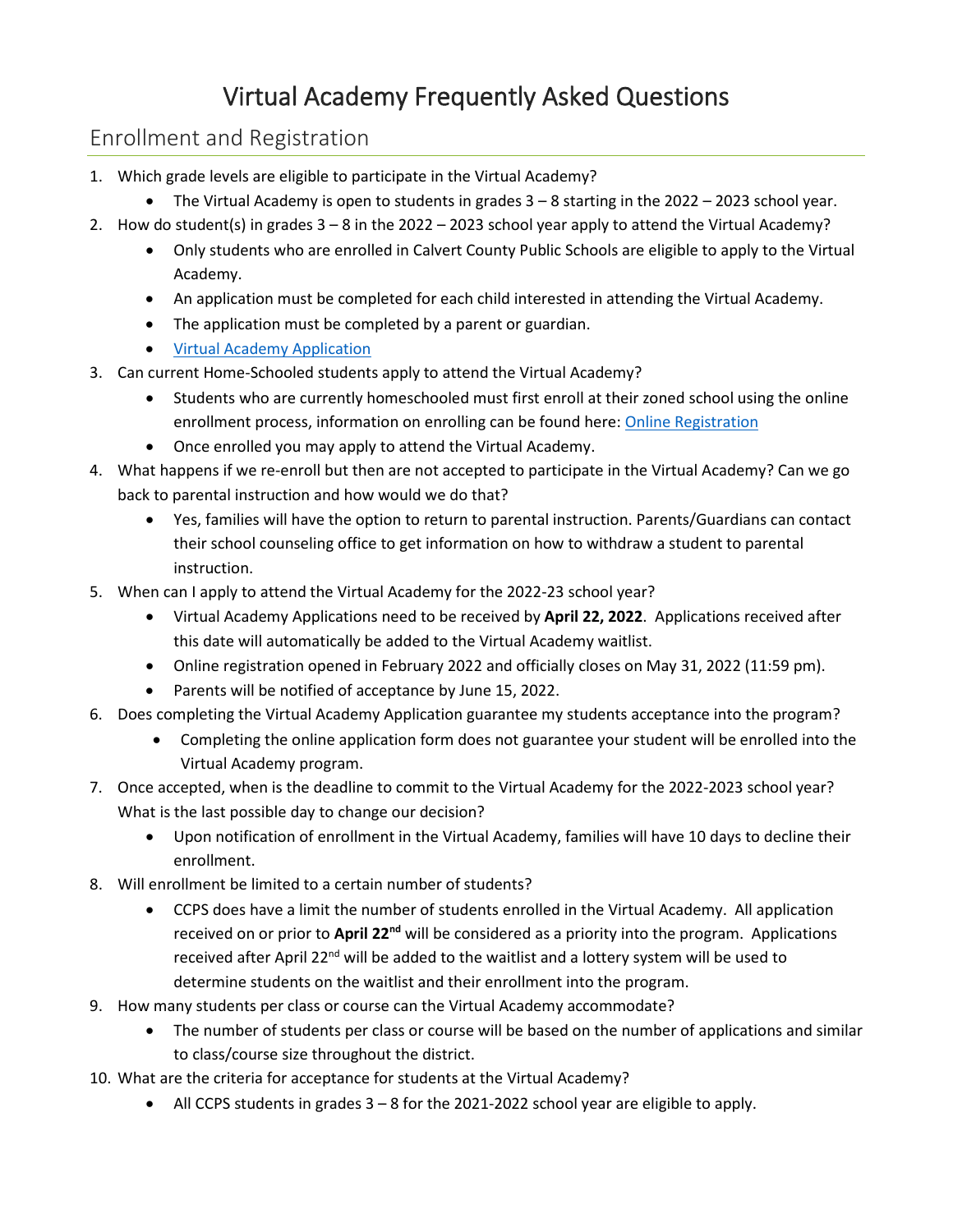# Virtual Academy Frequently Asked Questions

## Enrollment and Registration

1. Which grade levels are eligible to participate in the Virtual Academy?
   - The Virtual Academy is open to students in grades 3 – 8 starting in the 2022 – 2023 school year.
2. How do student(s) in grades 3 – 8 in the 2022 – 2023 school year apply to attend the Virtual Academy?
   - Only students who are enrolled in Calvert County Public Schools are eligible to apply to the Virtual Academy.
   - An application must be completed for each child interested in attending the Virtual Academy.
   - The application must be completed by a parent or guardian.
   - Virtual Academy Application
3. Can current Home-Schooled students apply to attend the Virtual Academy?
   - Students who are currently homeschooled must first enroll at their zoned school using the online enrollment process, information on enrolling can be found here: Online Registration
   - Once enrolled you may apply to attend the Virtual Academy.
4. What happens if we re-enroll but then are not accepted to participate in the Virtual Academy? Can we go back to parental instruction and how would we do that?
   - Yes, families will have the option to return to parental instruction. Parents/Guardians can contact their school counseling office to get information on how to withdraw a student to parental instruction.
5. When can I apply to attend the Virtual Academy for the 2022-23 school year?
   - Virtual Academy Applications need to be received by **April 22, 2022**. Applications received after this date will automatically be added to the Virtual Academy waitlist.
   - Online registration opened in February 2022 and officially closes on May 31, 2022 (11:59 pm).
   - Parents will be notified of acceptance by June 15, 2022.
6. Does completing the Virtual Academy Application guarantee my students acceptance into the program?
   - Completing the online application form does not guarantee your student will be enrolled into the Virtual Academy program.
7. Once accepted, when is the deadline to commit to the Virtual Academy for the 2022-2023 school year? What is the last possible day to change our decision?
   - Upon notification of enrollment in the Virtual Academy, families will have 10 days to decline their enrollment.
8. Will enrollment be limited to a certain number of students?
   - CCPS does have a limit the number of students enrolled in the Virtual Academy. All application received on or prior to **April 22nd** will be considered as a priority into the program. Applications received after April 22nd will be added to the waitlist and a lottery system will be used to determine students on the waitlist and their enrollment into the program.
9. How many students per class or course can the Virtual Academy accommodate?
   - The number of students per class or course will be based on the number of applications and similar to class/course size throughout the district.
10. What are the criteria for acceptance for students at the Virtual Academy?
    - All CCPS students in grades 3 – 8 for the 2021-2022 school year are eligible to apply.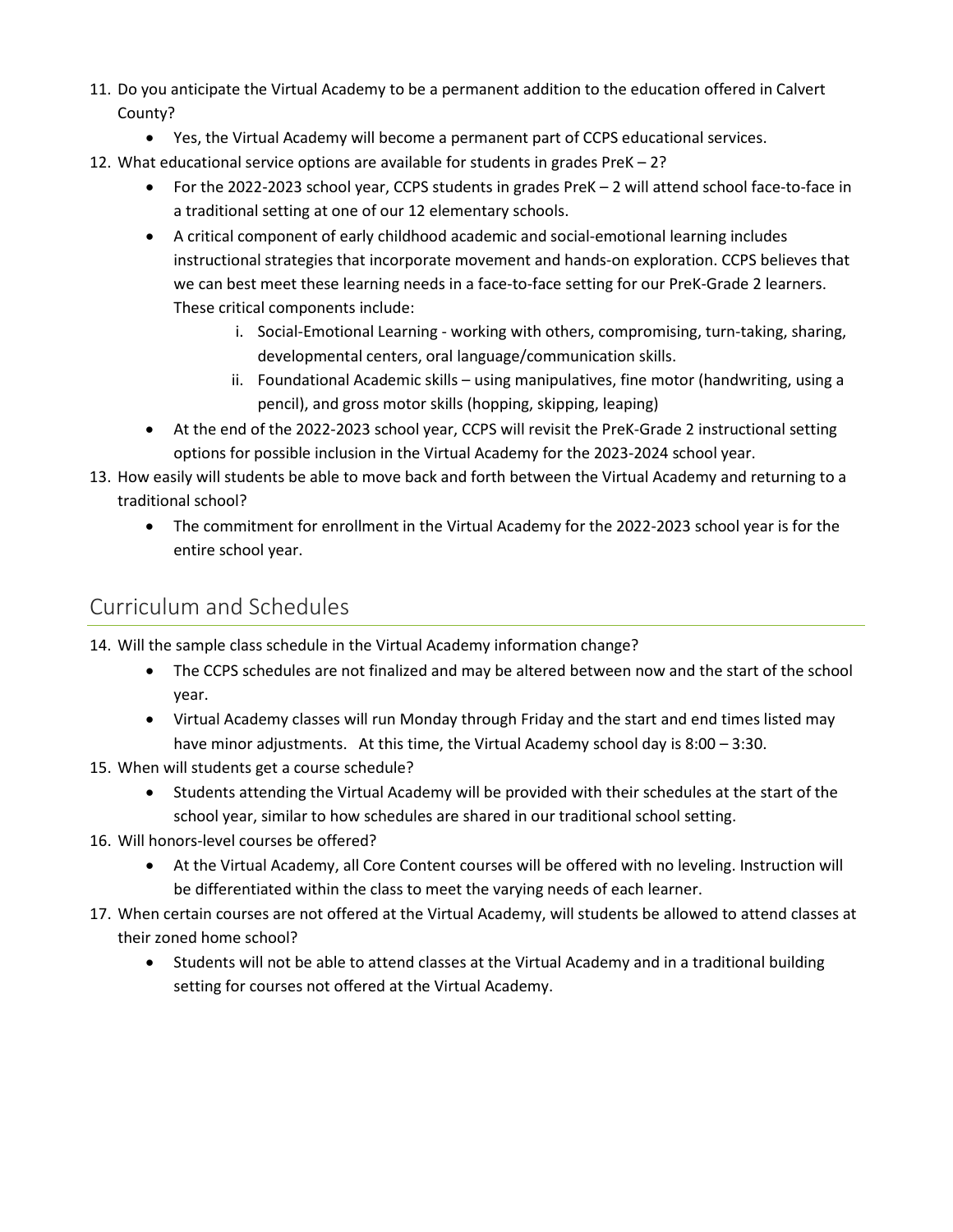11. Do you anticipate the Virtual Academy to be a permanent addition to the education offered in Calvert County?
    - Yes, the Virtual Academy will become a permanent part of CCPS educational services.
12. What educational service options are available for students in grades PreK – 2?
    - For the 2022-2023 school year, CCPS students in grades PreK – 2 will attend school face-to-face in a traditional setting at one of our 12 elementary schools.
    - A critical component of early childhood academic and social-emotional learning includes instructional strategies that incorporate movement and hands-on exploration. CCPS believes that we can best meet these learning needs in a face-to-face setting for our PreK-Grade 2 learners. These critical components include:
        i. Social-Emotional Learning - working with others, compromising, turn-taking, sharing, developmental centers, oral language/communication skills.
        ii. Foundational Academic skills – using manipulatives, fine motor (handwriting, using a pencil), and gross motor skills (hopping, skipping, leaping)
    - At the end of the 2022-2023 school year, CCPS will revisit the PreK-Grade 2 instructional setting options for possible inclusion in the Virtual Academy for the 2023-2024 school year.
13. How easily will students be able to move back and forth between the Virtual Academy and returning to a traditional school?
    - The commitment for enrollment in the Virtual Academy for the 2022-2023 school year is for the entire school year.

## Curriculum and Schedules

14. Will the sample class schedule in the Virtual Academy information change?
    - The CCPS schedules are not finalized and may be altered between now and the start of the school year.
    - Virtual Academy classes will run Monday through Friday and the start and end times listed may have minor adjustments. At this time, the Virtual Academy school day is 8:00 – 3:30.
15. When will students get a course schedule?
    - Students attending the Virtual Academy will be provided with their schedules at the start of the school year, similar to how schedules are shared in our traditional school setting.
16. Will honors-level courses be offered?
    - At the Virtual Academy, all Core Content courses will be offered with no leveling. Instruction will be differentiated within the class to meet the varying needs of each learner.
17. When certain courses are not offered at the Virtual Academy, will students be allowed to attend classes at their zoned home school?
    - Students will not be able to attend classes at the Virtual Academy and in a traditional building setting for courses not offered at the Virtual Academy.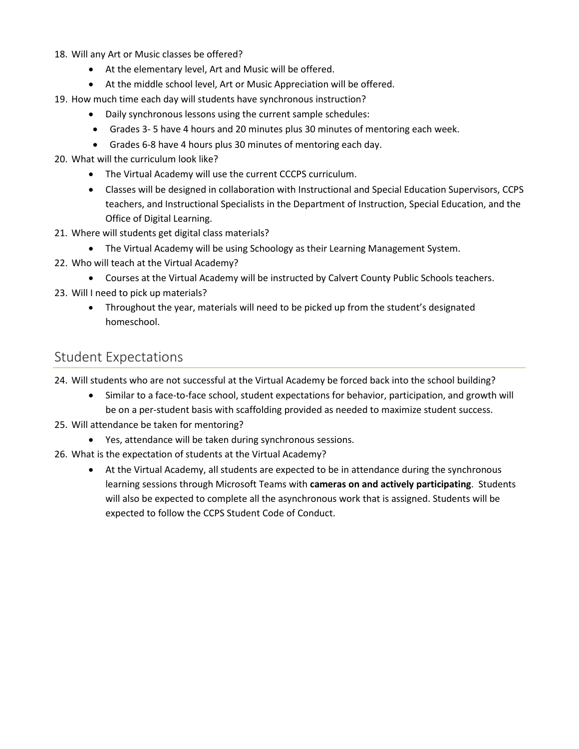18. Will any Art or Music classes be offered?
    - At the elementary level, Art and Music will be offered.
    - At the middle school level, Art or Music Appreciation will be offered.
19. How much time each day will students have synchronous instruction?
    - Daily synchronous lessons using the current sample schedules:
    - Grades 3- 5 have 4 hours and 20 minutes plus 30 minutes of mentoring each week.
    - Grades 6-8 have 4 hours plus 30 minutes of mentoring each day.
20. What will the curriculum look like?
    - The Virtual Academy will use the current CCCPS curriculum.
    - Classes will be designed in collaboration with Instructional and Special Education Supervisors, CCPS teachers, and Instructional Specialists in the Department of Instruction, Special Education, and the Office of Digital Learning.
21. Where will students get digital class materials?
    - The Virtual Academy will be using Schoology as their Learning Management System.
22. Who will teach at the Virtual Academy?
    - Courses at the Virtual Academy will be instructed by Calvert County Public Schools teachers.
23. Will I need to pick up materials?
    - Throughout the year, materials will need to be picked up from the student's designated homeschool.

## Student Expectations

24. Will students who are not successful at the Virtual Academy be forced back into the school building?
    - Similar to a face-to-face school, student expectations for behavior, participation, and growth will be on a per-student basis with scaffolding provided as needed to maximize student success.
25. Will attendance be taken for mentoring?
    - Yes, attendance will be taken during synchronous sessions.
26. What is the expectation of students at the Virtual Academy?
    - At the Virtual Academy, all students are expected to be in attendance during the synchronous learning sessions through Microsoft Teams with **cameras on and actively participating**. Students will also be expected to complete all the asynchronous work that is assigned. Students will be expected to follow the CCPS Student Code of Conduct.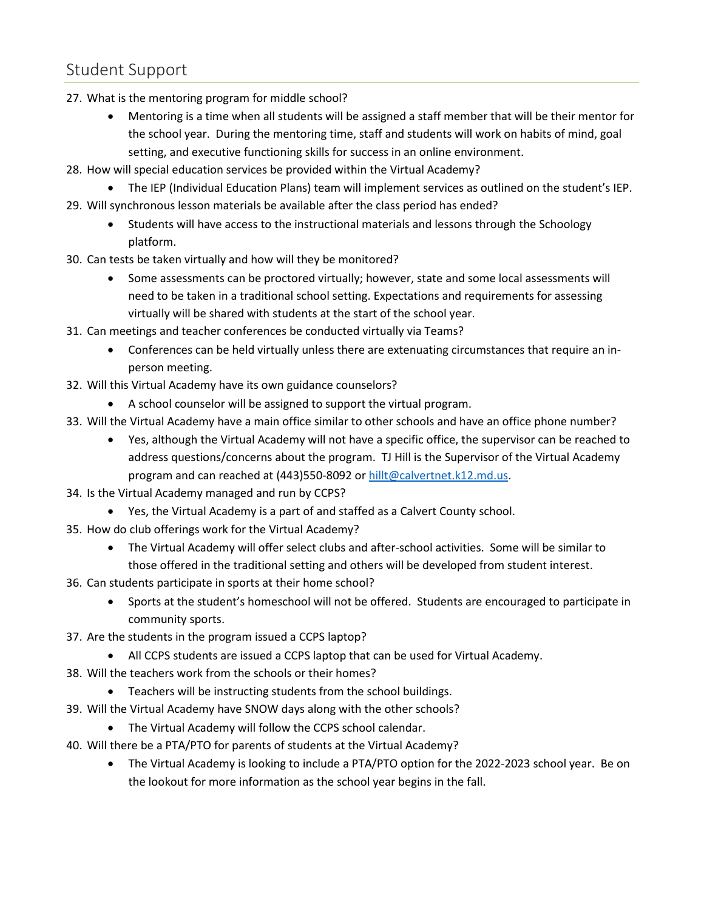## Student Support

27. What is the mentoring program for middle school?
    - Mentoring is a time when all students will be assigned a staff member that will be their mentor for the school year. During the mentoring time, staff and students will work on habits of mind, goal setting, and executive functioning skills for success in an online environment.
28. How will special education services be provided within the Virtual Academy?
    - The IEP (Individual Education Plans) team will implement services as outlined on the student's IEP.
29. Will synchronous lesson materials be available after the class period has ended?
    - Students will have access to the instructional materials and lessons through the Schoology platform.
30. Can tests be taken virtually and how will they be monitored?
    - Some assessments can be proctored virtually; however, state and some local assessments will need to be taken in a traditional school setting. Expectations and requirements for assessing virtually will be shared with students at the start of the school year.
31. Can meetings and teacher conferences be conducted virtually via Teams?
    - Conferences can be held virtually unless there are extenuating circumstances that require an in-person meeting.
32. Will this Virtual Academy have its own guidance counselors?
    - A school counselor will be assigned to support the virtual program.
33. Will the Virtual Academy have a main office similar to other schools and have an office phone number?
    - Yes, although the Virtual Academy will not have a specific office, the supervisor can be reached to address questions/concerns about the program. TJ Hill is the Supervisor of the Virtual Academy program and can reached at (443)550-8092 or [hillt@calvertnet.k12.md.us](mailto:hillt@calvertnet.k12.md.us).
34. Is the Virtual Academy managed and run by CCPS?
    - Yes, the Virtual Academy is a part of and staffed as a Calvert County school.
35. How do club offerings work for the Virtual Academy?
    - The Virtual Academy will offer select clubs and after-school activities. Some will be similar to those offered in the traditional setting and others will be developed from student interest.
36. Can students participate in sports at their home school?
    - Sports at the student's homeschool will not be offered. Students are encouraged to participate in community sports.
37. Are the students in the program issued a CCPS laptop?
    - All CCPS students are issued a CCPS laptop that can be used for Virtual Academy.
38. Will the teachers work from the schools or their homes?
    - Teachers will be instructing students from the school buildings.
39. Will the Virtual Academy have SNOW days along with the other schools?
    - The Virtual Academy will follow the CCPS school calendar.
40. Will there be a PTA/PTO for parents of students at the Virtual Academy?
    - The Virtual Academy is looking to include a PTA/PTO option for the 2022-2023 school year. Be on the lookout for more information as the school year begins in the fall.